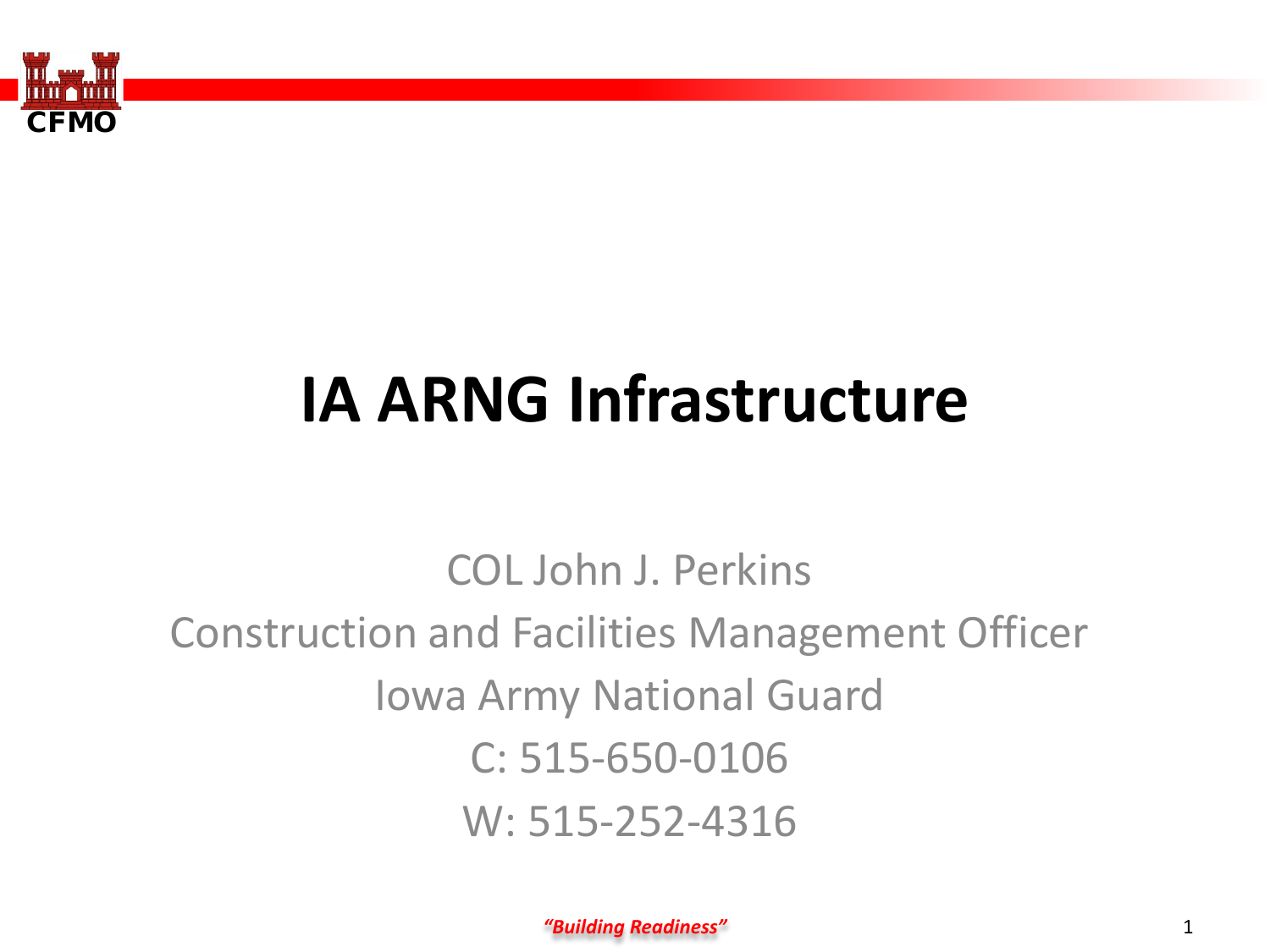# IA ARNG Infrastructure

COL John J. Perkins

Construction and Facilities Management Officer

Iowa Army National Guard

C: 515-650-0106

W: 515-252-4316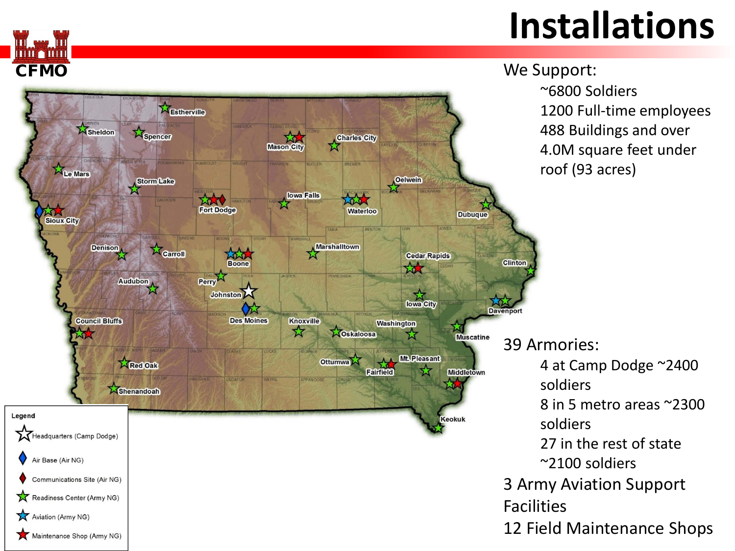# Installations

We Support:

- ~6800 Soldiers
- 1200 Full-time employees
- 488 Buildings and over 4.0M square feet under roof (93 acres)

39 Armories:

- 4 at Camp Dodge ~2400 soldiers
- 8 in 5 metro areas ~2300 soldiers
- 27 in the rest of state ~2100 soldiers

3 Army Aviation Support Facilities

12 Field Maintenance Shops

Legend

- Headquarters (Camp Dodge)
- Air Base (Air NG)
- Communications Site (Air NG)
- Readiness Center (Army NG)
- Aviation (Army NG)
- Maintenance Shop (Army NG)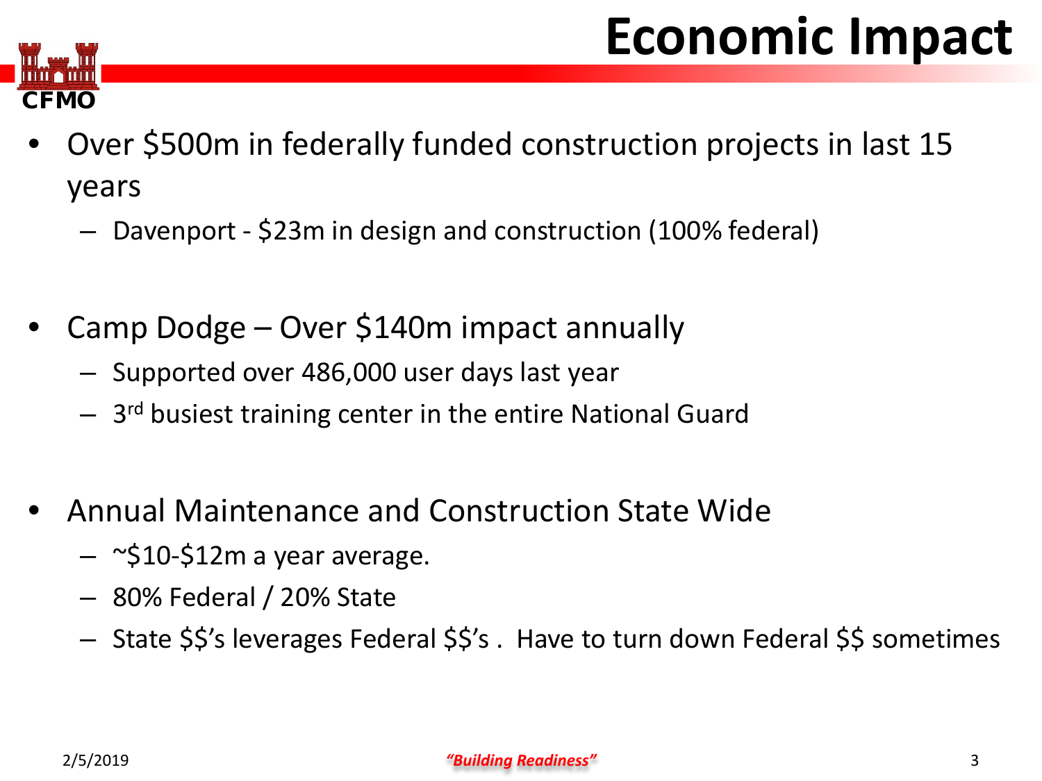# Economic Impact

CFMO

- Over $500m in federally funded construction projects in last 15 years
  - Davenport - $23m in design and construction (100% federal)

- Camp Dodge – Over $140m impact annually
  - Supported over 486,000 user days last year
  - 3rd busiest training center in the entire National Guard

- Annual Maintenance and Construction State Wide
  - ~$10-$12m a year average.
  - 80% Federal / 20% State
  - State $$'s leverages Federal $$'s . Have to turn down Federal $$ sometimes

*"Building Readiness"*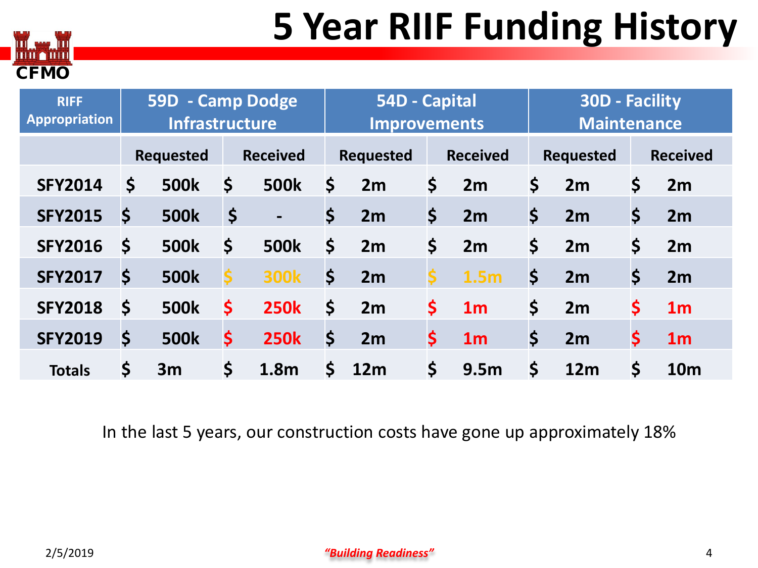# 5 Year RIIF Funding History

CFMO

| RIFF Appropriation | 59D - Camp Dodge Infrastructure | | 54D - Capital Improvements | | 30D - Facility Maintenance | |
|---|---|---|---|---|---|---|
| | Requested | Received | Requested | Received | Requested | Received |
| SFY2014 | $ 500k | $ 500k | $ 2m | $ 2m | $ 2m | $ 2m |
| SFY2015 | $ 500k | $ - | $ 2m | $ 2m | $ 2m | $ 2m |
| SFY2016 | $ 500k | $ 500k | $ 2m | $ 2m | $ 2m | $ 2m |
| SFY2017 | $ 500k | $ 300k | $ 2m | $ 1.5m | $ 2m | $ 2m |
| SFY2018 | $ 500k | $ 250k | $ 2m | $ 1m | $ 2m | $ 1m |
| SFY2019 | $ 500k | $ 250k | $ 2m | $ 1m | $ 2m | $ 1m |
| Totals | $ 3m | $ 1.8m | $ 12m | $ 9.5m | $ 12m | $ 10m |

In the last 5 years, our construction costs have gone up approximately 18%

2/5/2019

*"Building Readiness"*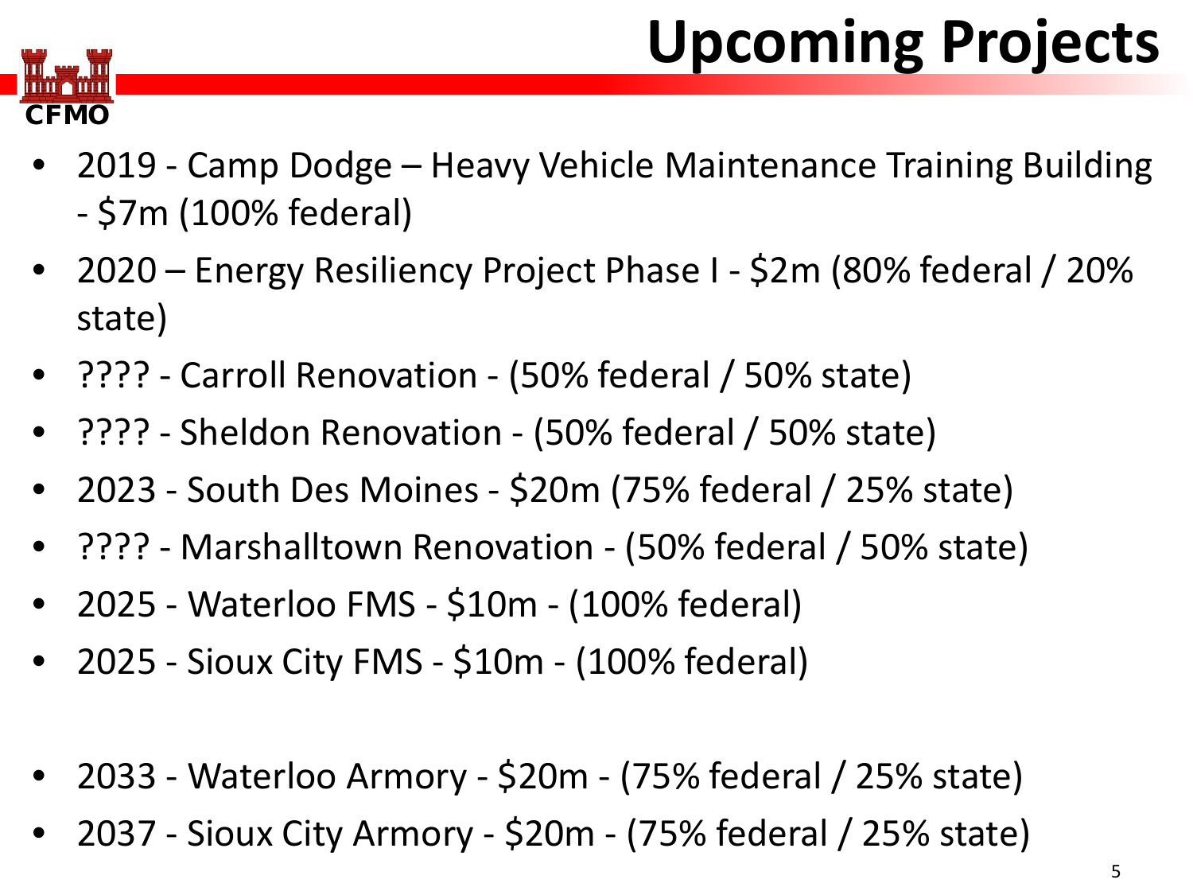# Upcoming Projects

- 2019 - Camp Dodge – Heavy Vehicle Maintenance Training Building - $7m (100% federal)
- 2020 – Energy Resiliency Project Phase I - $2m (80% federal / 20% state)
- ???? - Carroll Renovation - (50% federal / 50% state)
- ???? - Sheldon Renovation - (50% federal / 50% state)
- 2023 - South Des Moines - $20m (75% federal / 25% state)
- ???? - Marshalltown Renovation - (50% federal / 50% state)
- 2025 - Waterloo FMS - $10m - (100% federal)
- 2025 - Sioux City FMS - $10m - (100% federal)

- 2033 - Waterloo Armory - $20m - (75% federal / 25% state)
- 2037 - Sioux City Armory - $20m - (75% federal / 25% state)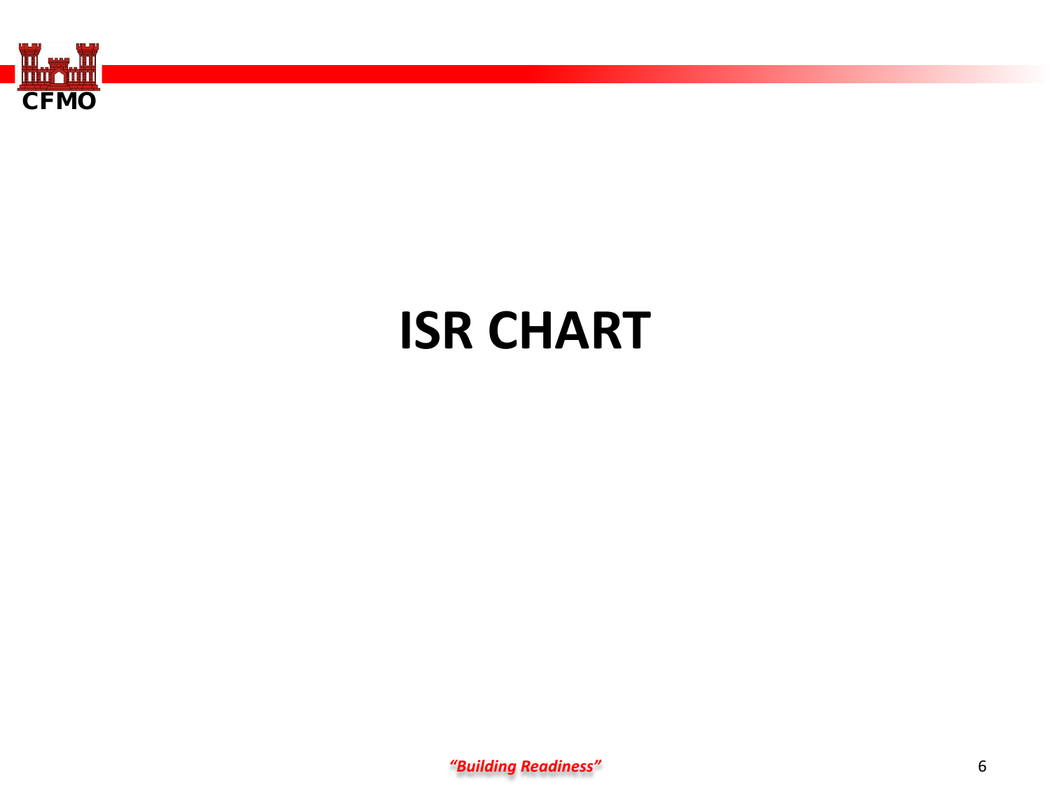# ISR CHART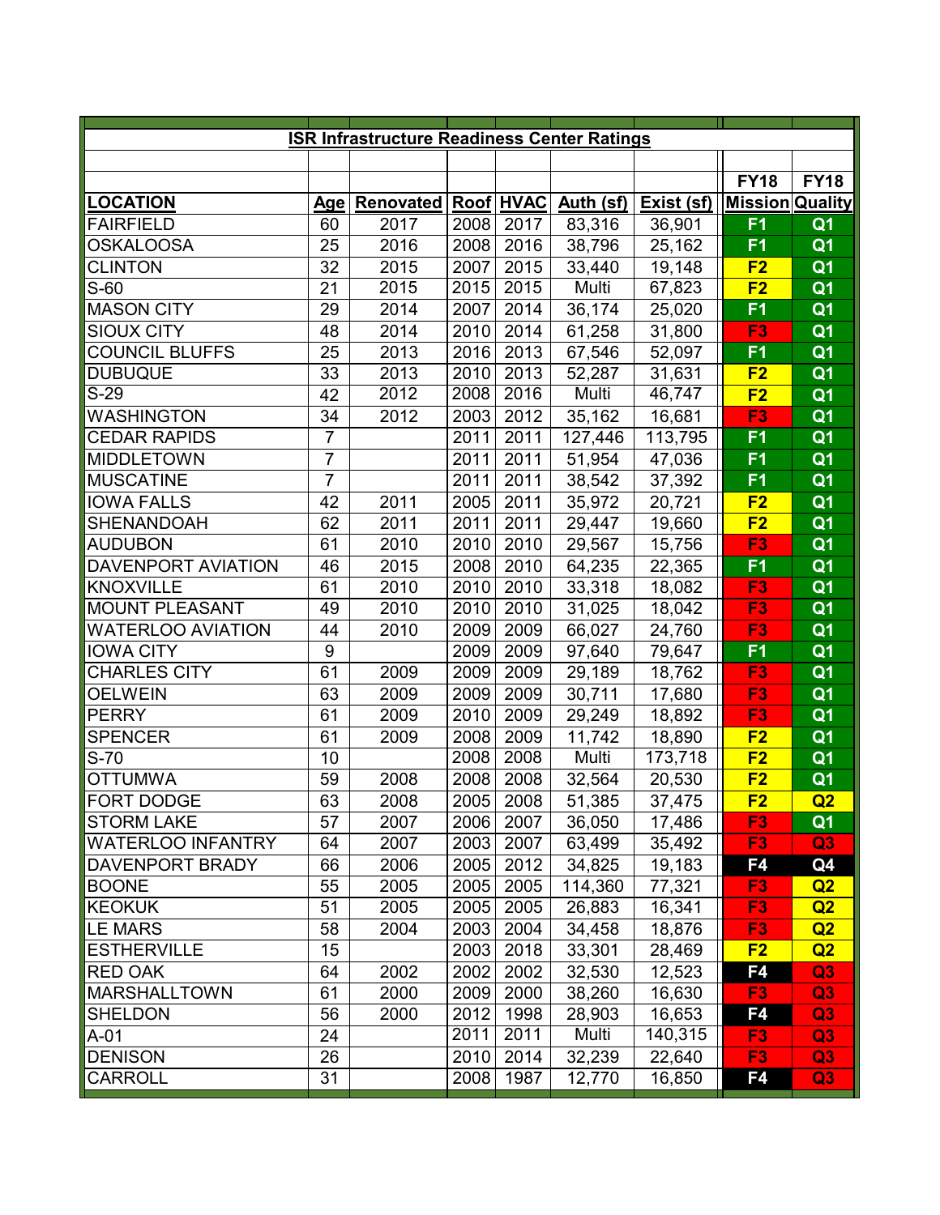## ISR Infrastructure Readiness Center Ratings

| LOCATION | Age | Renovated | Roof | HVAC | Auth (sf) | Exist (sf) | FY18 Mission | FY18 Quality |
|---|---|---|---|---|---|---|---|---|
| FAIRFIELD | 60 | 2017 | 2008 | 2017 | 83,316 | 36,901 | F1 | Q1 |
| OSKALOOSA | 25 | 2016 | 2008 | 2016 | 38,796 | 25,162 | F1 | Q1 |
| CLINTON | 32 | 2015 | 2007 | 2015 | 33,440 | 19,148 | F2 | Q1 |
| S-60 | 21 | 2015 | 2015 | 2015 | Multi | 67,823 | F2 | Q1 |
| MASON CITY | 29 | 2014 | 2007 | 2014 | 36,174 | 25,020 | F1 | Q1 |
| SIOUX CITY | 48 | 2014 | 2010 | 2014 | 61,258 | 31,800 | F3 | Q1 |
| COUNCIL BLUFFS | 25 | 2013 | 2016 | 2013 | 67,546 | 52,097 | F1 | Q1 |
| DUBUQUE | 33 | 2013 | 2010 | 2013 | 52,287 | 31,631 | F2 | Q1 |
| S-29 | 42 | 2012 | 2008 | 2016 | Multi | 46,747 | F2 | Q1 |
| WASHINGTON | 34 | 2012 | 2003 | 2012 | 35,162 | 16,681 | F3 | Q1 |
| CEDAR RAPIDS | 7 | | 2011 | 2011 | 127,446 | 113,795 | F1 | Q1 |
| MIDDLETOWN | 7 | | 2011 | 2011 | 51,954 | 47,036 | F1 | Q1 |
| MUSCATINE | 7 | | 2011 | 2011 | 38,542 | 37,392 | F1 | Q1 |
| IOWA FALLS | 42 | 2011 | 2005 | 2011 | 35,972 | 20,721 | F2 | Q1 |
| SHENANDOAH | 62 | 2011 | 2011 | 2011 | 29,447 | 19,660 | F2 | Q1 |
| AUDUBON | 61 | 2010 | 2010 | 2010 | 29,567 | 15,756 | F3 | Q1 |
| DAVENPORT AVIATION | 46 | 2015 | 2008 | 2010 | 64,235 | 22,365 | F1 | Q1 |
| KNOXVILLE | 61 | 2010 | 2010 | 2010 | 33,318 | 18,082 | F3 | Q1 |
| MOUNT PLEASANT | 49 | 2010 | 2010 | 2010 | 31,025 | 18,042 | F3 | Q1 |
| WATERLOO AVIATION | 44 | 2010 | 2009 | 2009 | 66,027 | 24,760 | F3 | Q1 |
| IOWA CITY | 9 | | 2009 | 2009 | 97,640 | 79,647 | F1 | Q1 |
| CHARLES CITY | 61 | 2009 | 2009 | 2009 | 29,189 | 18,762 | F3 | Q1 |
| OELWEIN | 63 | 2009 | 2009 | 2009 | 30,711 | 17,680 | F3 | Q1 |
| PERRY | 61 | 2009 | 2010 | 2009 | 29,249 | 18,892 | F3 | Q1 |
| SPENCER | 61 | 2009 | 2008 | 2009 | 11,742 | 18,890 | F2 | Q1 |
| S-70 | 10 | | 2008 | 2008 | Multi | 173,718 | F2 | Q1 |
| OTTUMWA | 59 | 2008 | 2008 | 2008 | 32,564 | 20,530 | F2 | Q1 |
| FORT DODGE | 63 | 2008 | 2005 | 2008 | 51,385 | 37,475 | F2 | Q2 |
| STORM LAKE | 57 | 2007 | 2006 | 2007 | 36,050 | 17,486 | F3 | Q1 |
| WATERLOO INFANTRY | 64 | 2007 | 2003 | 2007 | 63,499 | 35,492 | F3 | Q3 |
| DAVENPORT BRADY | 66 | 2006 | 2005 | 2012 | 34,825 | 19,183 | F4 | Q4 |
| BOONE | 55 | 2005 | 2005 | 2005 | 114,360 | 77,321 | F3 | Q2 |
| KEOKUK | 51 | 2005 | 2005 | 2005 | 26,883 | 16,341 | F3 | Q2 |
| LE MARS | 58 | 2004 | 2003 | 2004 | 34,458 | 18,876 | F3 | Q2 |
| ESTHERVILLE | 15 | | 2003 | 2018 | 33,301 | 28,469 | F2 | Q2 |
| RED OAK | 64 | 2002 | 2002 | 2002 | 32,530 | 12,523 | F4 | Q3 |
| MARSHALLTOWN | 61 | 2000 | 2009 | 2000 | 38,260 | 16,630 | F3 | Q3 |
| SHELDON | 56 | 2000 | 2012 | 1998 | 28,903 | 16,653 | F4 | Q3 |
| A-01 | 24 | | 2011 | 2011 | Multi | 140,315 | F3 | Q3 |
| DENISON | 26 | | 2010 | 2014 | 32,239 | 22,640 | F3 | Q3 |
| CARROLL | 31 | | 2008 | 1987 | 12,770 | 16,850 | F4 | Q3 |